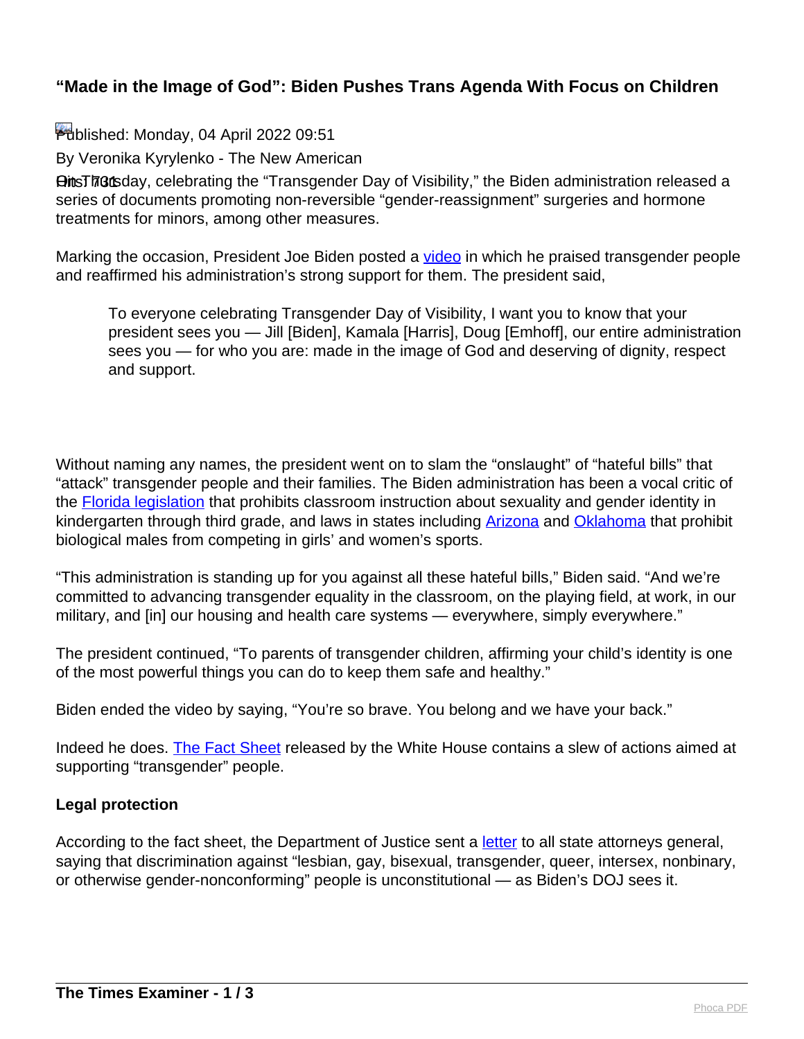# "Made in the Image of God": Biden Pushes Trans Agenda With Focus on Children

Published: Monday, 04 April 2022 09:51

By Veronika Kyrylenko - The New American

On Thursday, celebrating the "Transgender Day of Visibility," the Biden administration released a series of documents promoting non-reversible "gender-reassignment" surgeries and hormone treatments for minors, among other measures.

Marking the occasion, President Joe Biden posted a video in which he praised transgender people and reaffirmed his administration's strong support for them. The president said,

> To everyone celebrating Transgender Day of Visibility, I want you to know that your president sees you — Jill [Biden], Kamala [Harris], Doug [Emhoff], our entire administration sees you — for who you are: made in the image of God and deserving of dignity, respect and support.

Without naming any names, the president went on to slam the "onslaught" of "hateful bills" that "attack" transgender people and their families. The Biden administration has been a vocal critic of the Florida legislation that prohibits classroom instruction about sexuality and gender identity in kindergarten through third grade, and laws in states including Arizona and Oklahoma that prohibit biological males from competing in girls' and women's sports.

"This administration is standing up for you against all these hateful bills," Biden said. "And we're committed to advancing transgender equality in the classroom, on the playing field, at work, in our military, and [in] our housing and health care systems — everywhere, simply everywhere."

The president continued, "To parents of transgender children, affirming your child's identity is one of the most powerful things you can do to keep them safe and healthy."

Biden ended the video by saying, "You're so brave. You belong and we have your back."

Indeed he does. The Fact Sheet released by the White House contains a slew of actions aimed at supporting "transgender" people.

**Legal protection**

According to the fact sheet, the Department of Justice sent a letter to all state attorneys general, saying that discrimination against "lesbian, gay, bisexual, transgender, queer, intersex, nonbinary, or otherwise gender-nonconforming" people is unconstitutional — as Biden's DOJ sees it.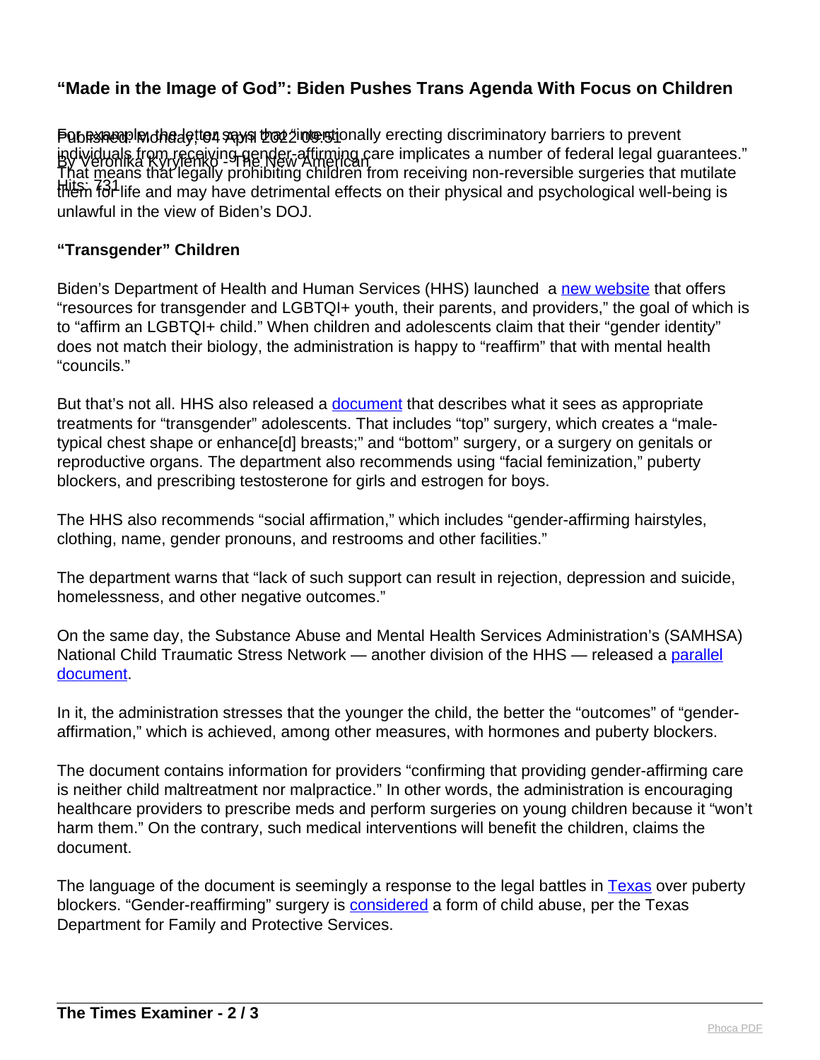For example, the letter says that "intentionally erecting discriminatory barriers to prevent individuals from receiving gender-affirming care implicates a number of federal legal guarantees." That means that legally prohibiting children from receiving non-reversible surgeries that mutilate them for life and may have detrimental effects on their physical and psychological well-being is unlawful in the view of Biden's DOJ.

**"Transgender" Children**

Biden's Department of Health and Human Services (HHS) launched a new website that offers "resources for transgender and LGBTQI+ youth, their parents, and providers," the goal of which is to "affirm an LGBTQI+ child." When children and adolescents claim that their "gender identity" does not match their biology, the administration is happy to "reaffirm" that with mental health "councils."

But that's not all. HHS also released a document that describes what it sees as appropriate treatments for "transgender" adolescents. That includes "top" surgery, which creates a "male-typical chest shape or enhance[d] breasts;" and "bottom" surgery, or a surgery on genitals or reproductive organs. The department also recommends using "facial feminization," puberty blockers, and prescribing testosterone for girls and estrogen for boys.

The HHS also recommends "social affirmation," which includes "gender-affirming hairstyles, clothing, name, gender pronouns, and restrooms and other facilities."

The department warns that "lack of such support can result in rejection, depression and suicide, homelessness, and other negative outcomes."

On the same day, the Substance Abuse and Mental Health Services Administration's (SAMHSA) National Child Traumatic Stress Network — another division of the HHS — released a parallel document.

In it, the administration stresses that the younger the child, the better the "outcomes" of "gender-affirmation," which is achieved, among other measures, with hormones and puberty blockers.

The document contains information for providers "confirming that providing gender-affirming care is neither child maltreatment nor malpractice." In other words, the administration is encouraging healthcare providers to prescribe meds and perform surgeries on young children because it "won't harm them." On the contrary, such medical interventions will benefit the children, claims the document.

The language of the document is seemingly a response to the legal battles in Texas over puberty blockers. "Gender-reaffirming" surgery is considered a form of child abuse, per the Texas Department for Family and Protective Services.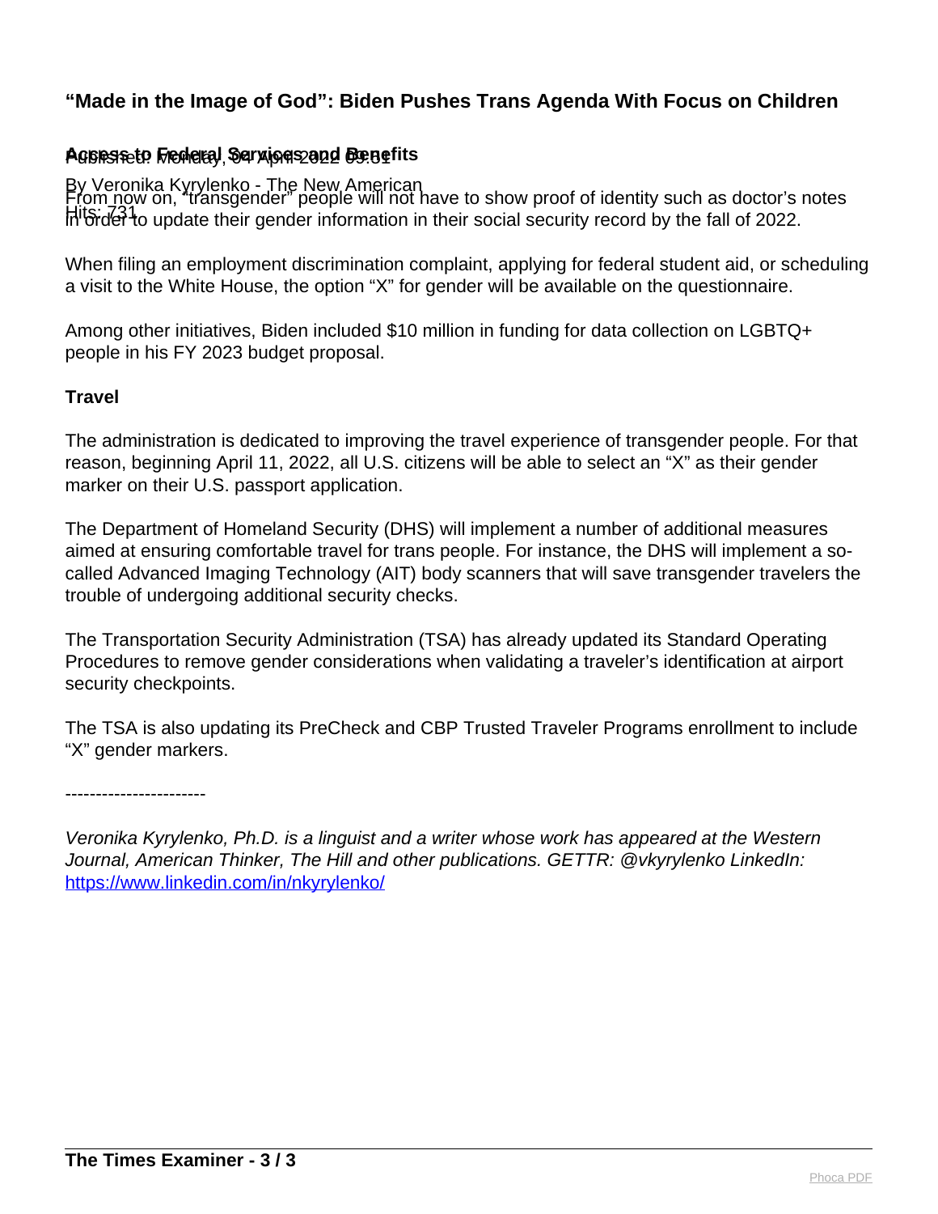**Access to Federal Services and Benefits**

From now on, "transgender" people will not have to show proof of identity such as doctor's notes in order to update their gender information in their social security record by the fall of 2022.

When filing an employment discrimination complaint, applying for federal student aid, or scheduling a visit to the White House, the option "X" for gender will be available on the questionnaire.

Among other initiatives, Biden included $10 million in funding for data collection on LGBTQ+ people in his FY 2023 budget proposal.

**Travel**

The administration is dedicated to improving the travel experience of transgender people. For that reason, beginning April 11, 2022, all U.S. citizens will be able to select an "X" as their gender marker on their U.S. passport application.

The Department of Homeland Security (DHS) will implement a number of additional measures aimed at ensuring comfortable travel for trans people. For instance, the DHS will implement a so-called Advanced Imaging Technology (AIT) body scanners that will save transgender travelers the trouble of undergoing additional security checks.

The Transportation Security Administration (TSA) has already updated its Standard Operating Procedures to remove gender considerations when validating a traveler's identification at airport security checkpoints.

The TSA is also updating its PreCheck and CBP Trusted Traveler Programs enrollment to include "X" gender markers.

-----------------------

*Veronika Kyrylenko, Ph.D. is a linguist and a writer whose work has appeared at the Western Journal, American Thinker, The Hill and other publications. GETTR: @vkyrylenko LinkedIn:* https://www.linkedin.com/in/nkyrylenko/